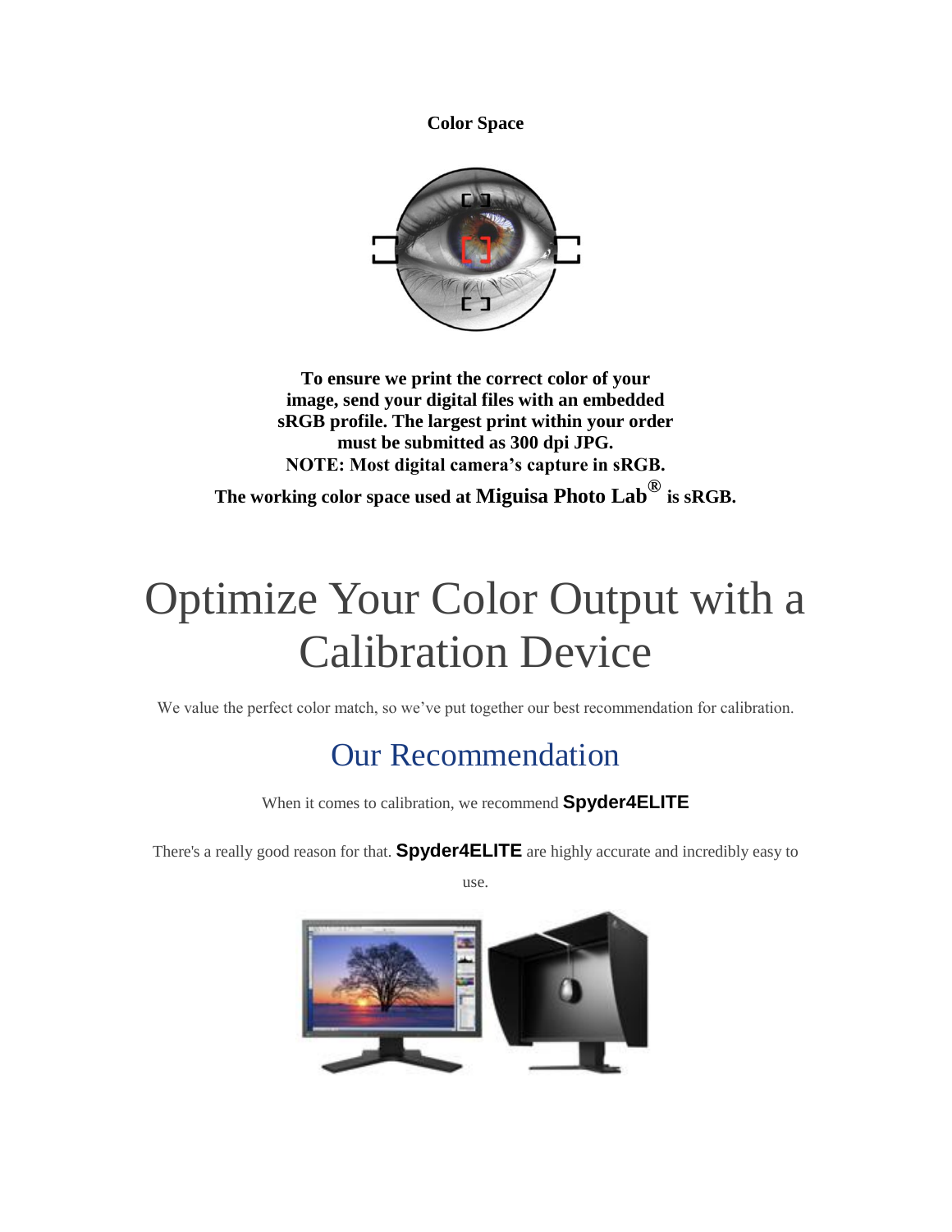**Color Space**

**To ensure we print the correct color of your image, send your digital files with an embedded sRGB profile. The largest print within your order must be submitted as 300 dpi JPG.**
**NOTE: Most digital camera's capture in sRGB.**

**The working color space used at Miguisa Photo Lab® is sRGB.**

# Optimize Your Color Output with a Calibration Device

We value the perfect color match, so we've put together our best recommendation for calibration.

## Our Recommendation

When it comes to calibration, we recommend **Spyder4ELITE**

There's a really good reason for that. **Spyder4ELITE** are highly accurate and incredibly easy to use.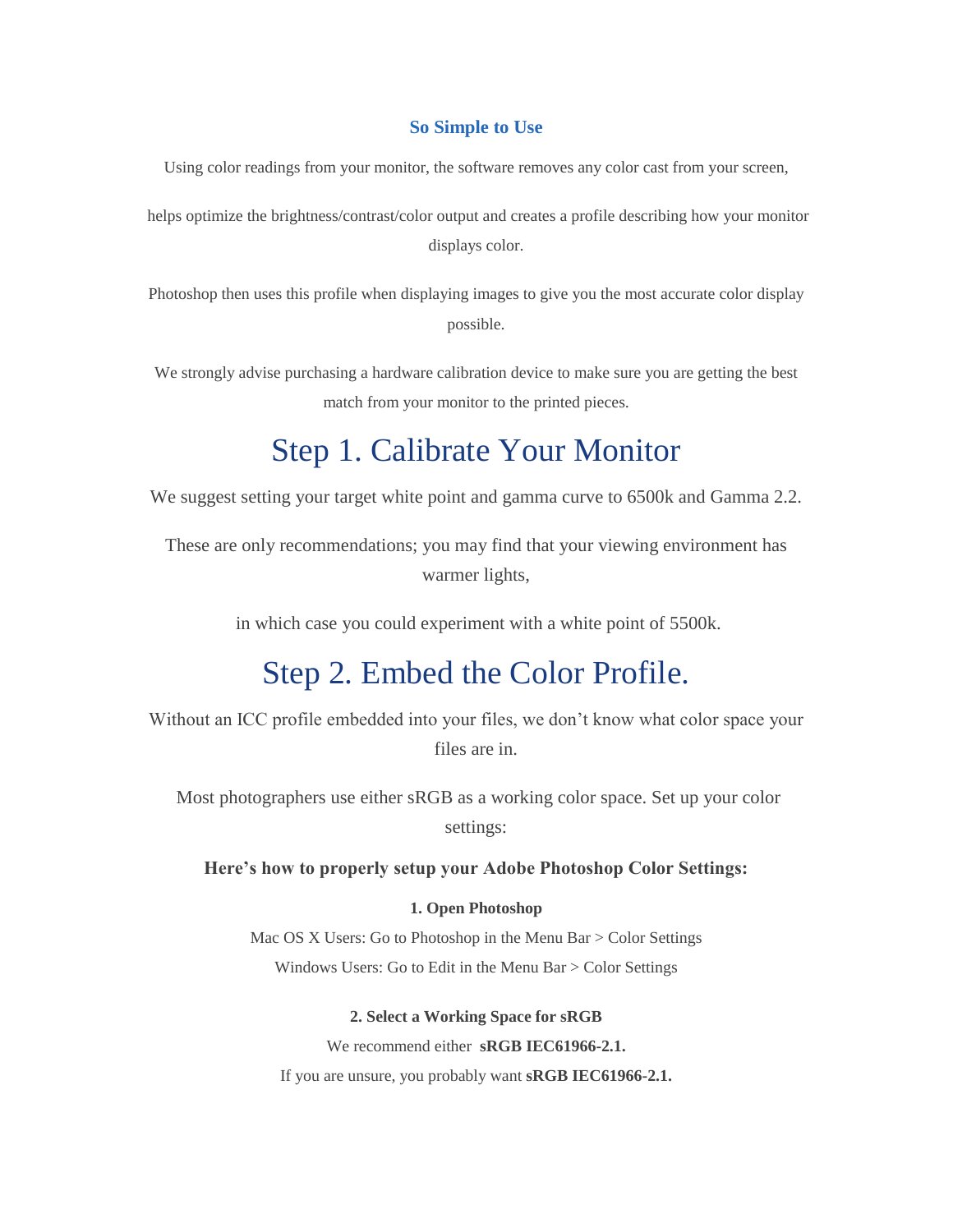### So Simple to Use

Using color readings from your monitor, the software removes any color cast from your screen,

helps optimize the brightness/contrast/color output and creates a profile describing how your monitor displays color.

Photoshop then uses this profile when displaying images to give you the most accurate color display possible.

We strongly advise purchasing a hardware calibration device to make sure you are getting the best match from your monitor to the printed pieces.

# Step 1. Calibrate Your Monitor

We suggest setting your target white point and gamma curve to 6500k and Gamma 2.2.

These are only recommendations; you may find that your viewing environment has warmer lights,

in which case you could experiment with a white point of 5500k.

# Step 2. Embed the Color Profile.

Without an ICC profile embedded into your files, we don't know what color space your files are in.

Most photographers use either sRGB as a working color space. Set up your color settings:

**Here's how to properly setup your Adobe Photoshop Color Settings:**

**1. Open Photoshop**

Mac OS X Users: Go to Photoshop in the Menu Bar > Color Settings

Windows Users: Go to Edit in the Menu Bar > Color Settings

**2. Select a Working Space for sRGB**

We recommend either **sRGB IEC61966-2.1.**

If you are unsure, you probably want **sRGB IEC61966-2.1.**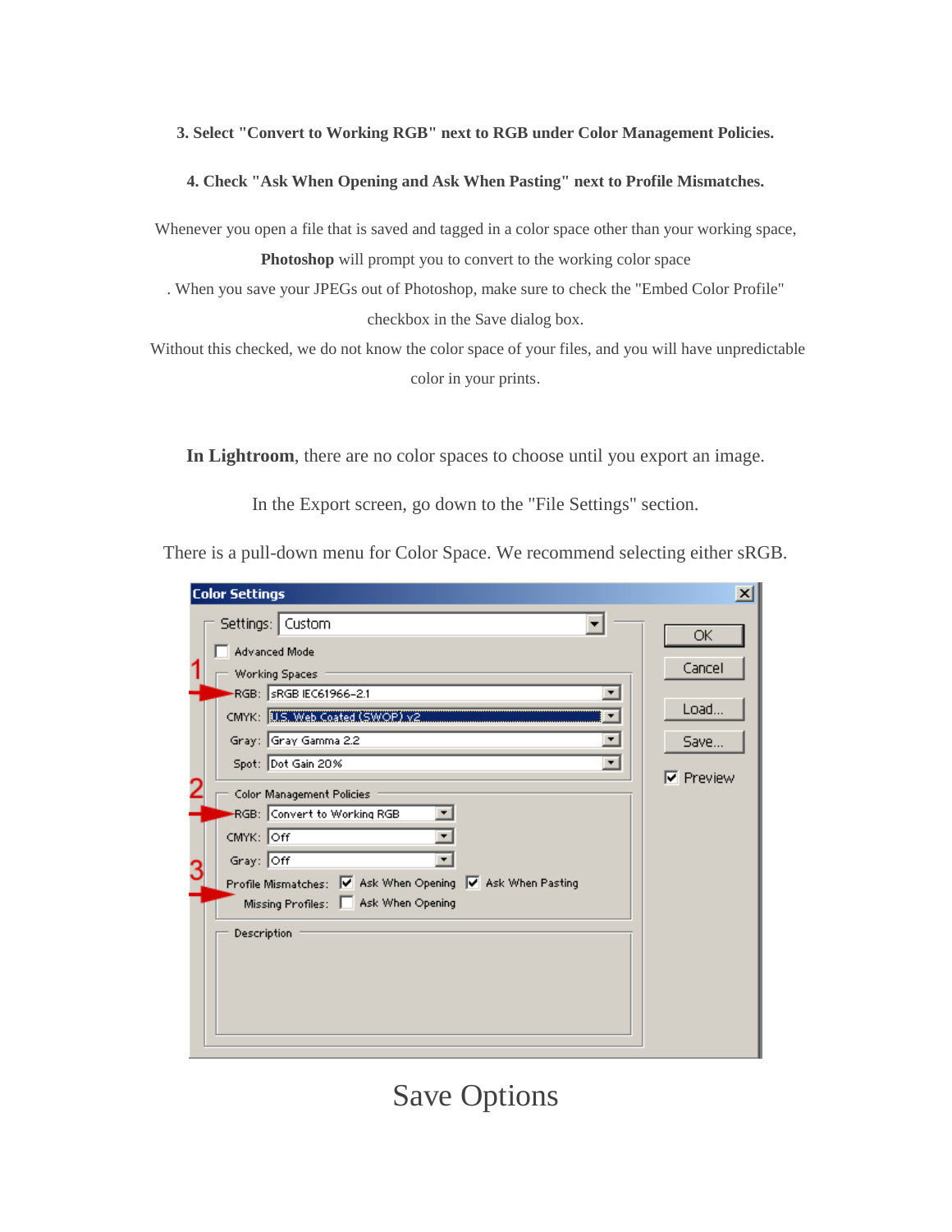**3. Select "Convert to Working RGB" next to RGB under Color Management Policies.**

**4. Check "Ask When Opening and Ask When Pasting" next to Profile Mismatches.**

Whenever you open a file that is saved and tagged in a color space other than your working space, **Photoshop** will prompt you to convert to the working color space . When you save your JPEGs out of Photoshop, make sure to check the "Embed Color Profile" checkbox in the Save dialog box.
Without this checked, we do not know the color space of your files, and you will have unpredictable color in your prints.

**In Lightroom**, there are no color spaces to choose until you export an image.

In the Export screen, go down to the "File Settings" section.

There is a pull-down menu for Color Space. We recommend selecting either sRGB.

# Save Options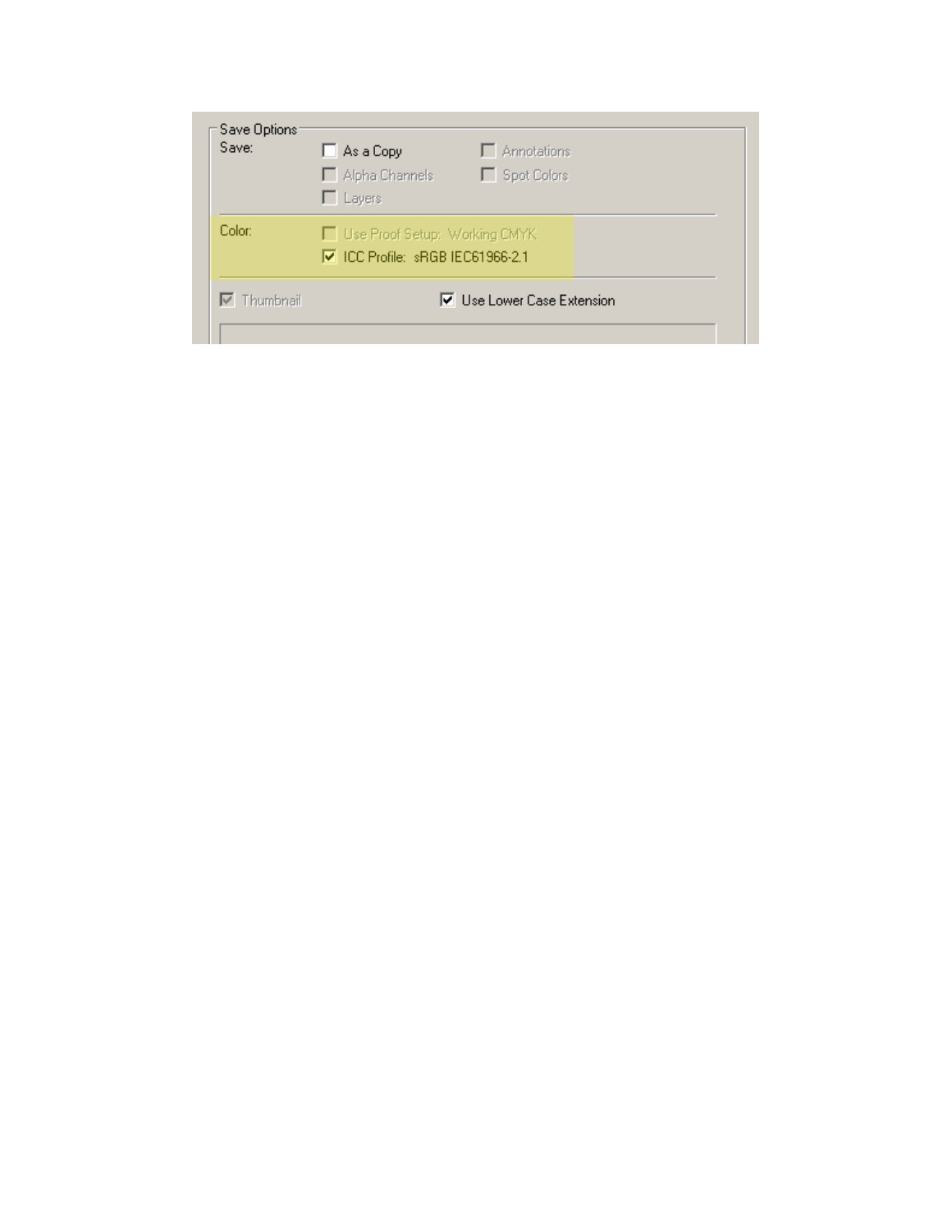Save Options

Save:

As a Copy

Annotations

Alpha Channels

Spot Colors

Layers

Color:

Use Proof Setup: Working CMYK

ICC Profile: sRGB IEC61966-2.1

Thumbnail

Use Lower Case Extension